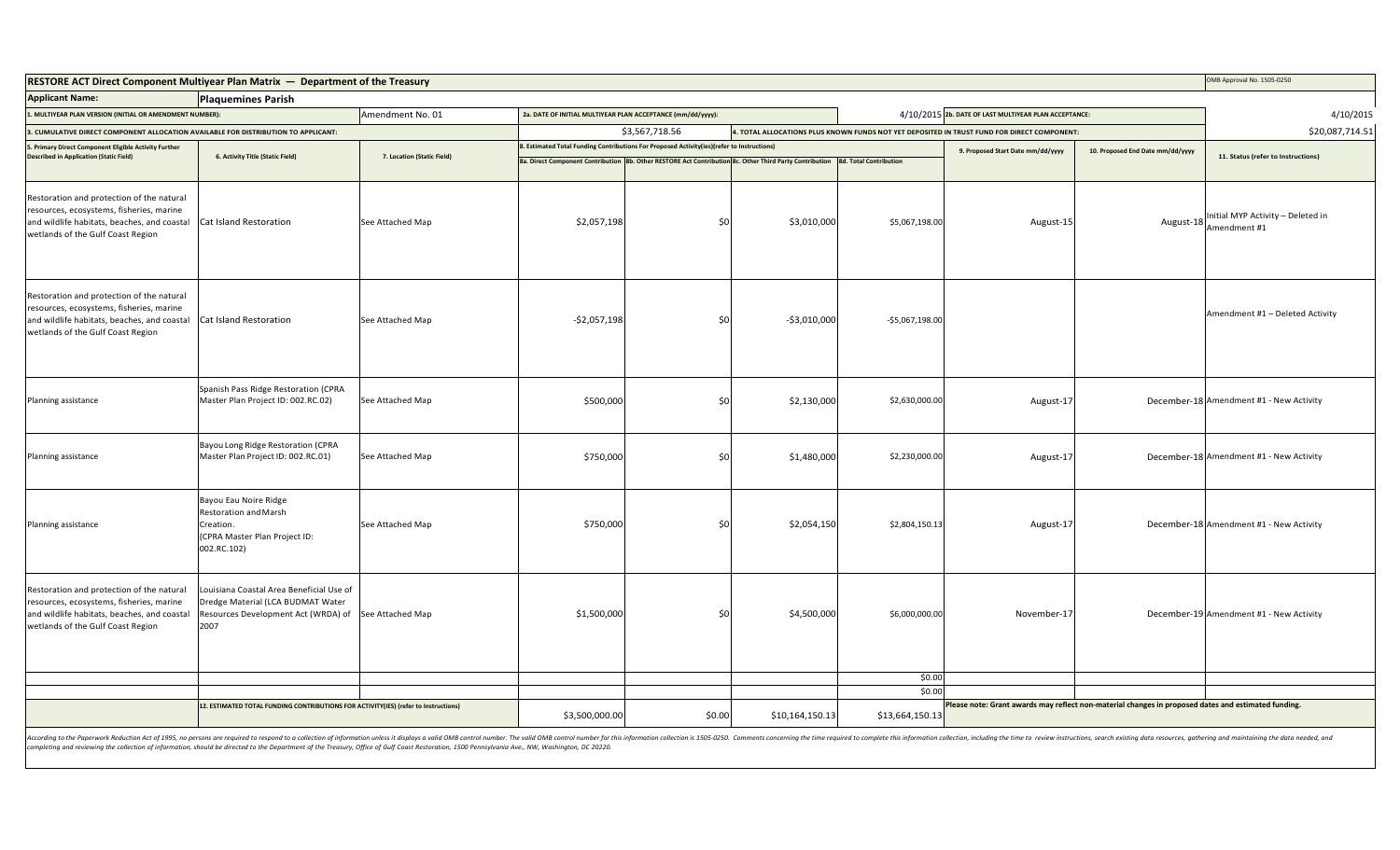## RESTORE ACT Direct Component Multiyear Plan Matrix — Department of the Treasury

OMB Approval No. 1505-0250

**Applicant Name:** Plaquemines Parish

| 1. MULTIYEAR PLAN VERSION (INITIAL OR AMENDMENT NUMBER): | Amendment No. 01 | 2a. DATE OF INITIAL MULTIYEAR PLAN ACCEPTANCE (mm/dd/yyyy): | 4/10/2015 | 2b. DATE OF LAST MULTIYEAR PLAN ACCEPTANCE: | 4/10/2015 |
|---|---|---|---|---|---|
| 3. CUMULATIVE DIRECT COMPONENT ALLOCATION AVAILABLE FOR DISTRIBUTION TO APPLICANT: | $3,567,718.56 | 4. TOTAL ALLOCATIONS PLUS KNOWN FUNDS NOT YET DEPOSITED IN TRUST FUND FOR DIRECT COMPONENT: | $20,087,714.51 | | |

| 5. Primary Direct Component Eligible Activity Further Described in Application (Static Field) | 6. Activity Title (Static Field) | 7. Location (Static Field) | 8. Estimated Total Funding Contributions For Proposed Activity(ies)(refer to Instructions) | | | | 9. Proposed Start Date mm/dd/yyyy | 10. Proposed End Date mm/dd/yyyy | 11. Status (refer to Instructions) |
|---|---|---|---|---|---|---|---|---|---|
| | | | 8a. Direct Component Contribution | 8b. Other RESTORE Act Contribution | 8c. Other Third Party Contribution | 8d. Total Contribution | | | |
| Restoration and protection of the natural resources, ecosystems, fisheries, marine and wildlife habitats, beaches, and coastal wetlands of the Gulf Coast Region | Cat Island Restoration | See Attached Map | $2,057,198 | $0 | $3,010,000 | $5,067,198.00 | August-15 | August-18 | Initial MYP Activity – Deleted in Amendment #1 |
| Restoration and protection of the natural resources, ecosystems, fisheries, marine and wildlife habitats, beaches, and coastal wetlands of the Gulf Coast Region | Cat Island Restoration | See Attached Map | -$2,057,198 | $0 | -$3,010,000 | -$5,067,198.00 | | | Amendment #1 – Deleted Activity |
| Planning assistance | Spanish Pass Ridge Restoration (CPRA Master Plan Project ID: 002.RC.02) | See Attached Map | $500,000 | $0 | $2,130,000 | $2,630,000.00 | August-17 | December-18 | Amendment #1 - New Activity |
| Planning assistance | Bayou Long Ridge Restoration (CPRA Master Plan Project ID: 002.RC.01) | See Attached Map | $750,000 | $0 | $1,480,000 | $2,230,000.00 | August-17 | December-18 | Amendment #1 - New Activity |
| Planning assistance | Bayou Eau Noire Ridge Restoration and Marsh Creation. (CPRA Master Plan Project ID: 002.RC.102) | See Attached Map | $750,000 | $0 | $2,054,150 | $2,804,150.13 | August-17 | December-18 | Amendment #1 - New Activity |
| Restoration and protection of the natural resources, ecosystems, fisheries, marine and wildlife habitats, beaches, and coastal wetlands of the Gulf Coast Region | Louisiana Coastal Area Beneficial Use of Dredge Material (LCA BUDMAT Water Resources Development Act (WRDA) of 2007 | See Attached Map | $1,500,000 | $0 | $4,500,000 | $6,000,000.00 | November-17 | December-19 | Amendment #1 - New Activity |
| | | | | | | $0.00 | | | |
| | | | | | | $0.00 | | | |
| | 12. ESTIMATED TOTAL FUNDING CONTRIBUTIONS FOR ACTIVITY(IES) (refer to Instructions) | | $3,500,000.00 | $0.00 | $10,164,150.13 | $13,664,150.13 | Please note: Grant awards may reflect non-material changes in proposed dates and estimated funding. | | |

*According to the Paperwork Reduction Act of 1995, no persons are required to respond to a collection of information unless it displays a valid OMB control number. The valid OMB control number for this information collection is 1505-0250. Comments concerning the time required to complete this information collection, including the time to review instructions, search existing data resources, gathering and maintaining the data needed, and completing and reviewing the collection of information, should be directed to the Department of the Treasury, Office of Gulf Coast Restoration, 1500 Pennsylvania Ave., NW, Washington, DC 20220.*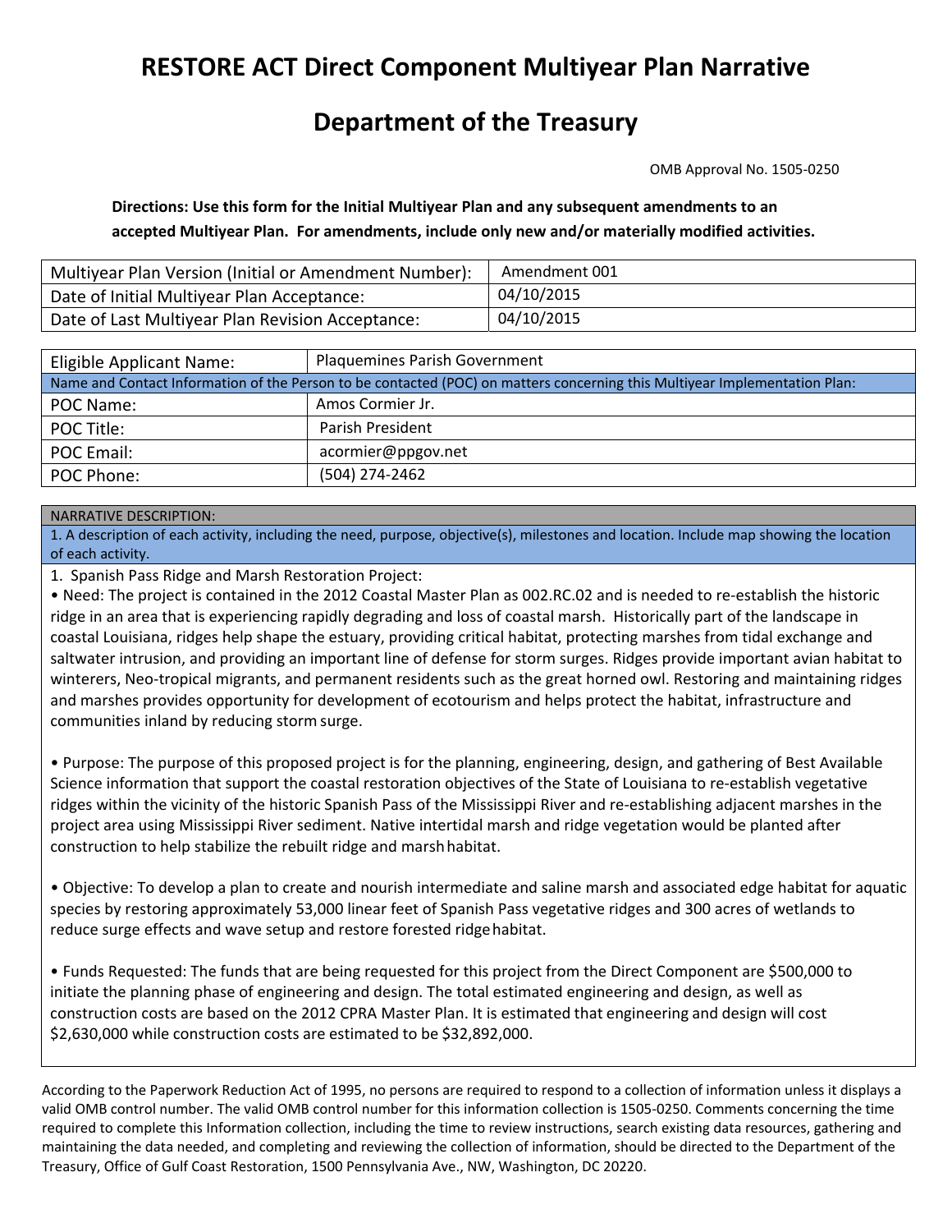# RESTORE ACT Direct Component Multiyear Plan Narrative

# Department of the Treasury

OMB Approval No. 1505-0250

**Directions: Use this form for the Initial Multiyear Plan and any subsequent amendments to an accepted Multiyear Plan. For amendments, include only new and/or materially modified activities.**

| Multiyear Plan Version (Initial or Amendment Number): | Amendment 001 |
|---|---|
| Date of Initial Multiyear Plan Acceptance: | 04/10/2015 |
| Date of Last Multiyear Plan Revision Acceptance: | 04/10/2015 |

| Eligible Applicant Name: | Plaquemines Parish Government |
|---|---|
| Name and Contact Information of the Person to be contacted (POC) on matters concerning this Multiyear Implementation Plan: | |
| POC Name: | Amos Cormier Jr. |
| POC Title: | Parish President |
| POC Email: | acormier@ppgov.net |
| POC Phone: | (504) 274-2462 |

NARRATIVE DESCRIPTION:

1. A description of each activity, including the need, purpose, objective(s), milestones and location. Include map showing the location of each activity.

1. Spanish Pass Ridge and Marsh Restoration Project:

• Need: The project is contained in the 2012 Coastal Master Plan as 002.RC.02 and is needed to re-establish the historic ridge in an area that is experiencing rapidly degrading and loss of coastal marsh. Historically part of the landscape in coastal Louisiana, ridges help shape the estuary, providing critical habitat, protecting marshes from tidal exchange and saltwater intrusion, and providing an important line of defense for storm surges. Ridges provide important avian habitat to winterers, Neo-tropical migrants, and permanent residents such as the great horned owl. Restoring and maintaining ridges and marshes provides opportunity for development of ecotourism and helps protect the habitat, infrastructure and communities inland by reducing storm surge.

• Purpose: The purpose of this proposed project is for the planning, engineering, design, and gathering of Best Available Science information that support the coastal restoration objectives of the State of Louisiana to re-establish vegetative ridges within the vicinity of the historic Spanish Pass of the Mississippi River and re-establishing adjacent marshes in the project area using Mississippi River sediment. Native intertidal marsh and ridge vegetation would be planted after construction to help stabilize the rebuilt ridge and marsh habitat.

• Objective: To develop a plan to create and nourish intermediate and saline marsh and associated edge habitat for aquatic species by restoring approximately 53,000 linear feet of Spanish Pass vegetative ridges and 300 acres of wetlands to reduce surge effects and wave setup and restore forested ridge habitat.

• Funds Requested: The funds that are being requested for this project from the Direct Component are $500,000 to initiate the planning phase of engineering and design. The total estimated engineering and design, as well as construction costs are based on the 2012 CPRA Master Plan. It is estimated that engineering and design will cost $2,630,000 while construction costs are estimated to be $32,892,000.

According to the Paperwork Reduction Act of 1995, no persons are required to respond to a collection of information unless it displays a valid OMB control number. The valid OMB control number for this information collection is 1505-0250. Comments concerning the time required to complete this Information collection, including the time to review instructions, search existing data resources, gathering and maintaining the data needed, and completing and reviewing the collection of information, should be directed to the Department of the Treasury, Office of Gulf Coast Restoration, 1500 Pennsylvania Ave., NW, Washington, DC 20220.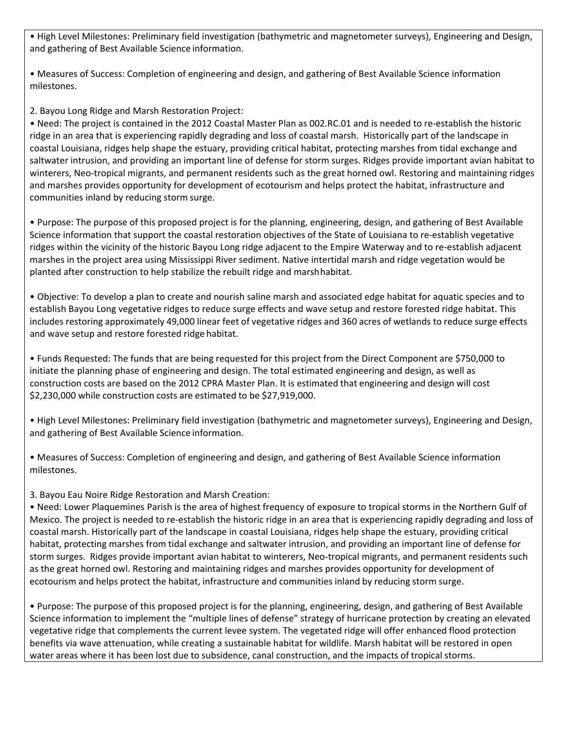• High Level Milestones: Preliminary field investigation (bathymetric and magnetometer surveys), Engineering and Design, and gathering of Best Available Science information.

• Measures of Success: Completion of engineering and design, and gathering of Best Available Science information milestones.

2. Bayou Long Ridge and Marsh Restoration Project:

• Need: The project is contained in the 2012 Coastal Master Plan as 002.RC.01 and is needed to re-establish the historic ridge in an area that is experiencing rapidly degrading and loss of coastal marsh. Historically part of the landscape in coastal Louisiana, ridges help shape the estuary, providing critical habitat, protecting marshes from tidal exchange and saltwater intrusion, and providing an important line of defense for storm surges. Ridges provide important avian habitat to winterers, Neo-tropical migrants, and permanent residents such as the great horned owl. Restoring and maintaining ridges and marshes provides opportunity for development of ecotourism and helps protect the habitat, infrastructure and communities inland by reducing storm surge.

• Purpose: The purpose of this proposed project is for the planning, engineering, design, and gathering of Best Available Science information that support the coastal restoration objectives of the State of Louisiana to re-establish vegetative ridges within the vicinity of the historic Bayou Long ridge adjacent to the Empire Waterway and to re-establish adjacent marshes in the project area using Mississippi River sediment. Native intertidal marsh and ridge vegetation would be planted after construction to help stabilize the rebuilt ridge and marsh habitat.

• Objective: To develop a plan to create and nourish saline marsh and associated edge habitat for aquatic species and to establish Bayou Long vegetative ridges to reduce surge effects and wave setup and restore forested ridge habitat. This includes restoring approximately 49,000 linear feet of vegetative ridges and 360 acres of wetlands to reduce surge effects and wave setup and restore forested ridge habitat.

• Funds Requested: The funds that are being requested for this project from the Direct Component are $750,000 to initiate the planning phase of engineering and design. The total estimated engineering and design, as well as construction costs are based on the 2012 CPRA Master Plan. It is estimated that engineering and design will cost $2,230,000 while construction costs are estimated to be $27,919,000.

• High Level Milestones: Preliminary field investigation (bathymetric and magnetometer surveys), Engineering and Design, and gathering of Best Available Science information.

• Measures of Success: Completion of engineering and design, and gathering of Best Available Science information milestones.

3. Bayou Eau Noire Ridge Restoration and Marsh Creation:

• Need: Lower Plaquemines Parish is the area of highest frequency of exposure to tropical storms in the Northern Gulf of Mexico. The project is needed to re-establish the historic ridge in an area that is experiencing rapidly degrading and loss of coastal marsh. Historically part of the landscape in coastal Louisiana, ridges help shape the estuary, providing critical habitat, protecting marshes from tidal exchange and saltwater intrusion, and providing an important line of defense for storm surges. Ridges provide important avian habitat to winterers, Neo-tropical migrants, and permanent residents such as the great horned owl. Restoring and maintaining ridges and marshes provides opportunity for development of ecotourism and helps protect the habitat, infrastructure and communities inland by reducing storm surge.

• Purpose: The purpose of this proposed project is for the planning, engineering, design, and gathering of Best Available Science information to implement the "multiple lines of defense" strategy of hurricane protection by creating an elevated vegetative ridge that complements the current levee system. The vegetated ridge will offer enhanced flood protection benefits via wave attenuation, while creating a sustainable habitat for wildlife. Marsh habitat will be restored in open water areas where it has been lost due to subsidence, canal construction, and the impacts of tropical storms.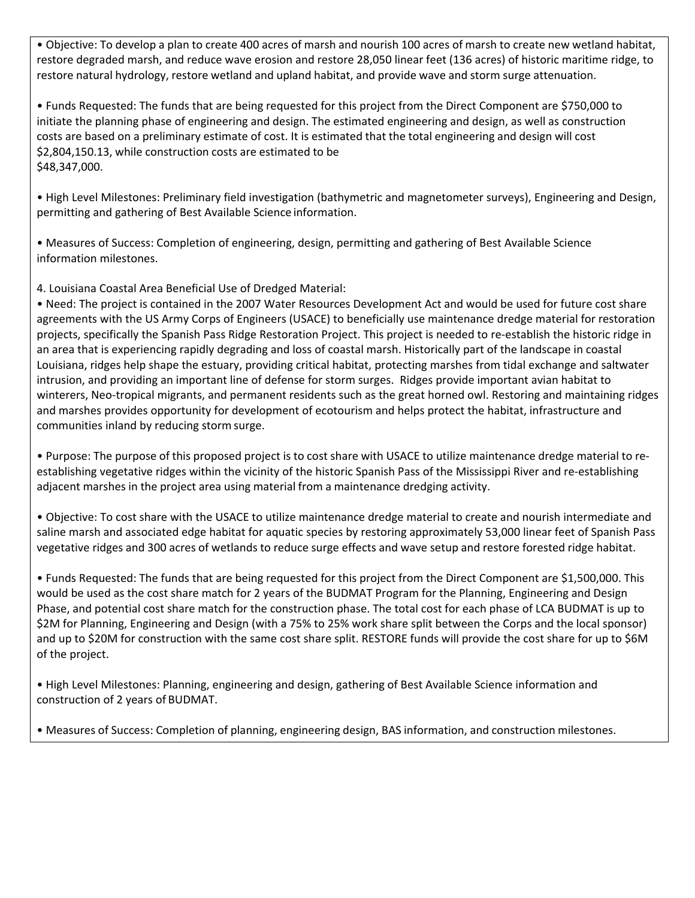• Objective: To develop a plan to create 400 acres of marsh and nourish 100 acres of marsh to create new wetland habitat, restore degraded marsh, and reduce wave erosion and restore 28,050 linear feet (136 acres) of historic maritime ridge, to restore natural hydrology, restore wetland and upland habitat, and provide wave and storm surge attenuation.

• Funds Requested: The funds that are being requested for this project from the Direct Component are $750,000 to initiate the planning phase of engineering and design. The estimated engineering and design, as well as construction costs are based on a preliminary estimate of cost. It is estimated that the total engineering and design will cost $2,804,150.13, while construction costs are estimated to be
$48,347,000.

• High Level Milestones: Preliminary field investigation (bathymetric and magnetometer surveys), Engineering and Design, permitting and gathering of Best Available Science information.

• Measures of Success: Completion of engineering, design, permitting and gathering of Best Available Science information milestones.

4. Louisiana Coastal Area Beneficial Use of Dredged Material:

• Need: The project is contained in the 2007 Water Resources Development Act and would be used for future cost share agreements with the US Army Corps of Engineers (USACE) to beneficially use maintenance dredge material for restoration projects, specifically the Spanish Pass Ridge Restoration Project. This project is needed to re-establish the historic ridge in an area that is experiencing rapidly degrading and loss of coastal marsh. Historically part of the landscape in coastal Louisiana, ridges help shape the estuary, providing critical habitat, protecting marshes from tidal exchange and saltwater intrusion, and providing an important line of defense for storm surges. Ridges provide important avian habitat to winterers, Neo-tropical migrants, and permanent residents such as the great horned owl. Restoring and maintaining ridges and marshes provides opportunity for development of ecotourism and helps protect the habitat, infrastructure and communities inland by reducing storm surge.

• Purpose: The purpose of this proposed project is to cost share with USACE to utilize maintenance dredge material to re-establishing vegetative ridges within the vicinity of the historic Spanish Pass of the Mississippi River and re-establishing adjacent marshes in the project area using material from a maintenance dredging activity.

• Objective: To cost share with the USACE to utilize maintenance dredge material to create and nourish intermediate and saline marsh and associated edge habitat for aquatic species by restoring approximately 53,000 linear feet of Spanish Pass vegetative ridges and 300 acres of wetlands to reduce surge effects and wave setup and restore forested ridge habitat.

• Funds Requested: The funds that are being requested for this project from the Direct Component are $1,500,000. This would be used as the cost share match for 2 years of the BUDMAT Program for the Planning, Engineering and Design Phase, and potential cost share match for the construction phase. The total cost for each phase of LCA BUDMAT is up to $2M for Planning, Engineering and Design (with a 75% to 25% work share split between the Corps and the local sponsor) and up to $20M for construction with the same cost share split. RESTORE funds will provide the cost share for up to $6M of the project.

• High Level Milestones: Planning, engineering and design, gathering of Best Available Science information and construction of 2 years of BUDMAT.

• Measures of Success: Completion of planning, engineering design, BAS information, and construction milestones.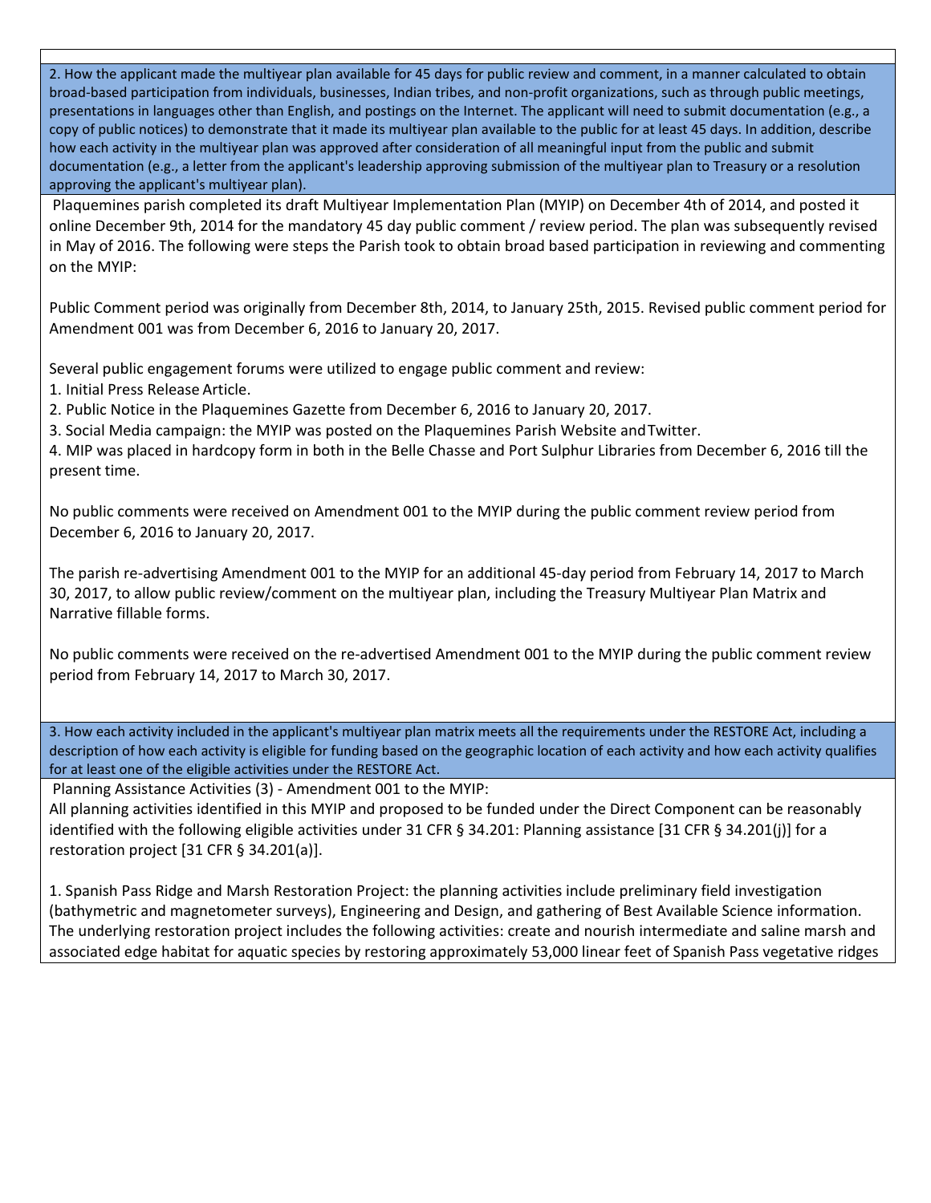**2. How the applicant made the multiyear plan available for 45 days for public review and comment, in a manner calculated to obtain broad-based participation from individuals, businesses, Indian tribes, and non-profit organizations, such as through public meetings, presentations in languages other than English, and postings on the Internet. The applicant will need to submit documentation (e.g., a copy of public notices) to demonstrate that it made its multiyear plan available to the public for at least 45 days. In addition, describe how each activity in the multiyear plan was approved after consideration of all meaningful input from the public and submit documentation (e.g., a letter from the applicant's leadership approving submission of the multiyear plan to Treasury or a resolution approving the applicant's multiyear plan).**

Plaquemines parish completed its draft Multiyear Implementation Plan (MYIP) on December 4th of 2014, and posted it online December 9th, 2014 for the mandatory 45 day public comment / review period. The plan was subsequently revised in May of 2016. The following were steps the Parish took to obtain broad based participation in reviewing and commenting on the MYIP:

Public Comment period was originally from December 8th, 2014, to January 25th, 2015. Revised public comment period for Amendment 001 was from December 6, 2016 to January 20, 2017.

Several public engagement forums were utilized to engage public comment and review:

1. Initial Press Release Article.
2. Public Notice in the Plaquemines Gazette from December 6, 2016 to January 20, 2017.
3. Social Media campaign: the MYIP was posted on the Plaquemines Parish Website and Twitter.
4. MIP was placed in hardcopy form in both in the Belle Chasse and Port Sulphur Libraries from December 6, 2016 till the present time.

No public comments were received on Amendment 001 to the MYIP during the public comment review period from December 6, 2016 to January 20, 2017.

The parish re-advertising Amendment 001 to the MYIP for an additional 45-day period from February 14, 2017 to March 30, 2017, to allow public review/comment on the multiyear plan, including the Treasury Multiyear Plan Matrix and Narrative fillable forms.

No public comments were received on the re-advertised Amendment 001 to the MYIP during the public comment review period from February 14, 2017 to March 30, 2017.

**3. How each activity included in the applicant's multiyear plan matrix meets all the requirements under the RESTORE Act, including a description of how each activity is eligible for funding based on the geographic location of each activity and how each activity qualifies for at least one of the eligible activities under the RESTORE Act.**

Planning Assistance Activities (3) - Amendment 001 to the MYIP:

All planning activities identified in this MYIP and proposed to be funded under the Direct Component can be reasonably identified with the following eligible activities under 31 CFR § 34.201: Planning assistance [31 CFR § 34.201(j)] for a restoration project [31 CFR § 34.201(a)].

1. Spanish Pass Ridge and Marsh Restoration Project: the planning activities include preliminary field investigation (bathymetric and magnetometer surveys), Engineering and Design, and gathering of Best Available Science information. The underlying restoration project includes the following activities: create and nourish intermediate and saline marsh and associated edge habitat for aquatic species by restoring approximately 53,000 linear feet of Spanish Pass vegetative ridges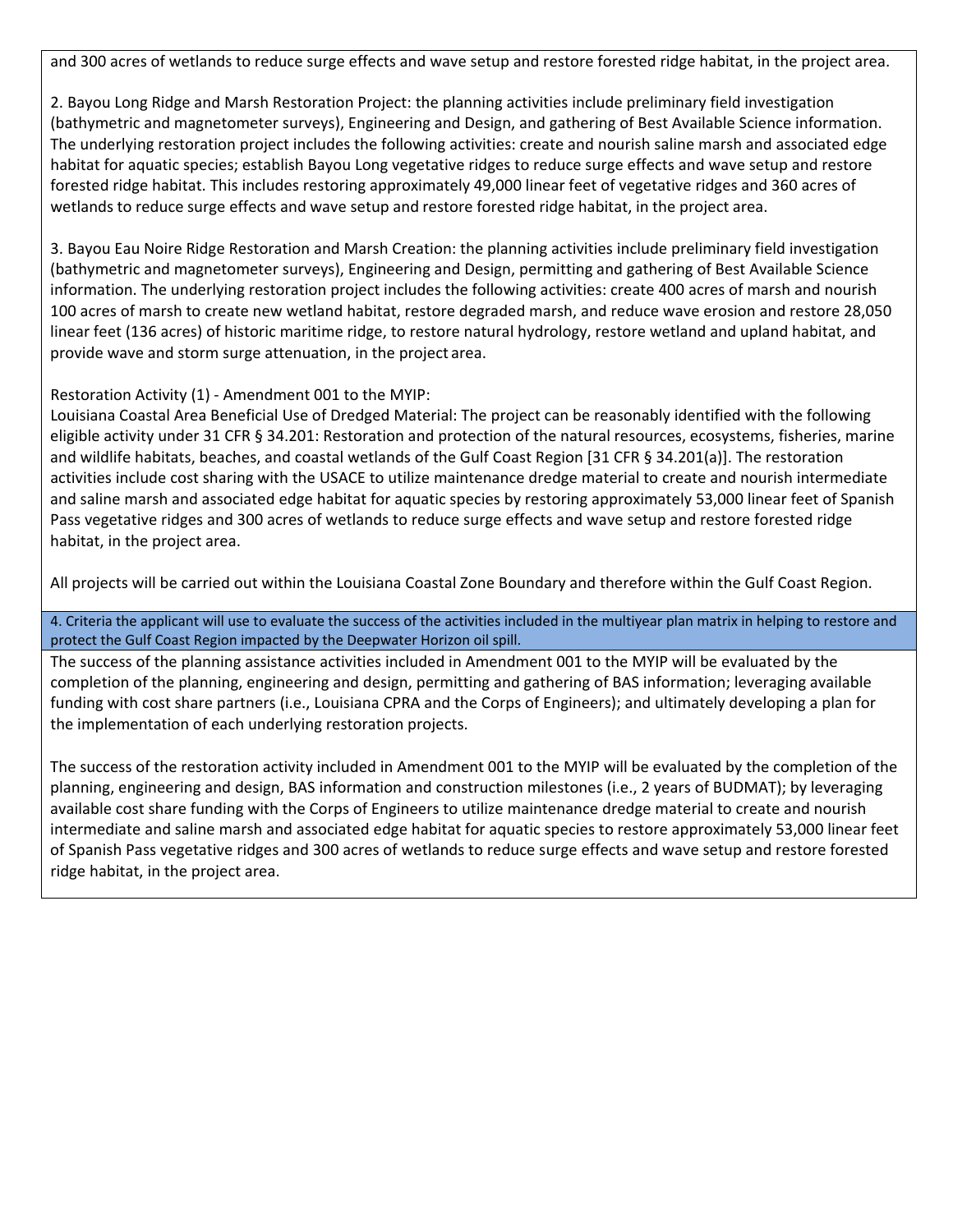and 300 acres of wetlands to reduce surge effects and wave setup and restore forested ridge habitat, in the project area.

2. Bayou Long Ridge and Marsh Restoration Project: the planning activities include preliminary field investigation (bathymetric and magnetometer surveys), Engineering and Design, and gathering of Best Available Science information. The underlying restoration project includes the following activities: create and nourish saline marsh and associated edge habitat for aquatic species; establish Bayou Long vegetative ridges to reduce surge effects and wave setup and restore forested ridge habitat. This includes restoring approximately 49,000 linear feet of vegetative ridges and 360 acres of wetlands to reduce surge effects and wave setup and restore forested ridge habitat, in the project area.

3. Bayou Eau Noire Ridge Restoration and Marsh Creation: the planning activities include preliminary field investigation (bathymetric and magnetometer surveys), Engineering and Design, permitting and gathering of Best Available Science information. The underlying restoration project includes the following activities: create 400 acres of marsh and nourish 100 acres of marsh to create new wetland habitat, restore degraded marsh, and reduce wave erosion and restore 28,050 linear feet (136 acres) of historic maritime ridge, to restore natural hydrology, restore wetland and upland habitat, and provide wave and storm surge attenuation, in the project area.

Restoration Activity (1) - Amendment 001 to the MYIP:
Louisiana Coastal Area Beneficial Use of Dredged Material: The project can be reasonably identified with the following eligible activity under 31 CFR § 34.201: Restoration and protection of the natural resources, ecosystems, fisheries, marine and wildlife habitats, beaches, and coastal wetlands of the Gulf Coast Region [31 CFR § 34.201(a)]. The restoration activities include cost sharing with the USACE to utilize maintenance dredge material to create and nourish intermediate and saline marsh and associated edge habitat for aquatic species by restoring approximately 53,000 linear feet of Spanish Pass vegetative ridges and 300 acres of wetlands to reduce surge effects and wave setup and restore forested ridge habitat, in the project area.

All projects will be carried out within the Louisiana Coastal Zone Boundary and therefore within the Gulf Coast Region.

**4. Criteria the applicant will use to evaluate the success of the activities included in the multiyear plan matrix in helping to restore and protect the Gulf Coast Region impacted by the Deepwater Horizon oil spill.**

The success of the planning assistance activities included in Amendment 001 to the MYIP will be evaluated by the completion of the planning, engineering and design, permitting and gathering of BAS information; leveraging available funding with cost share partners (i.e., Louisiana CPRA and the Corps of Engineers); and ultimately developing a plan for the implementation of each underlying restoration projects.

The success of the restoration activity included in Amendment 001 to the MYIP will be evaluated by the completion of the planning, engineering and design, BAS information and construction milestones (i.e., 2 years of BUDMAT); by leveraging available cost share funding with the Corps of Engineers to utilize maintenance dredge material to create and nourish intermediate and saline marsh and associated edge habitat for aquatic species to restore approximately 53,000 linear feet of Spanish Pass vegetative ridges and 300 acres of wetlands to reduce surge effects and wave setup and restore forested ridge habitat, in the project area.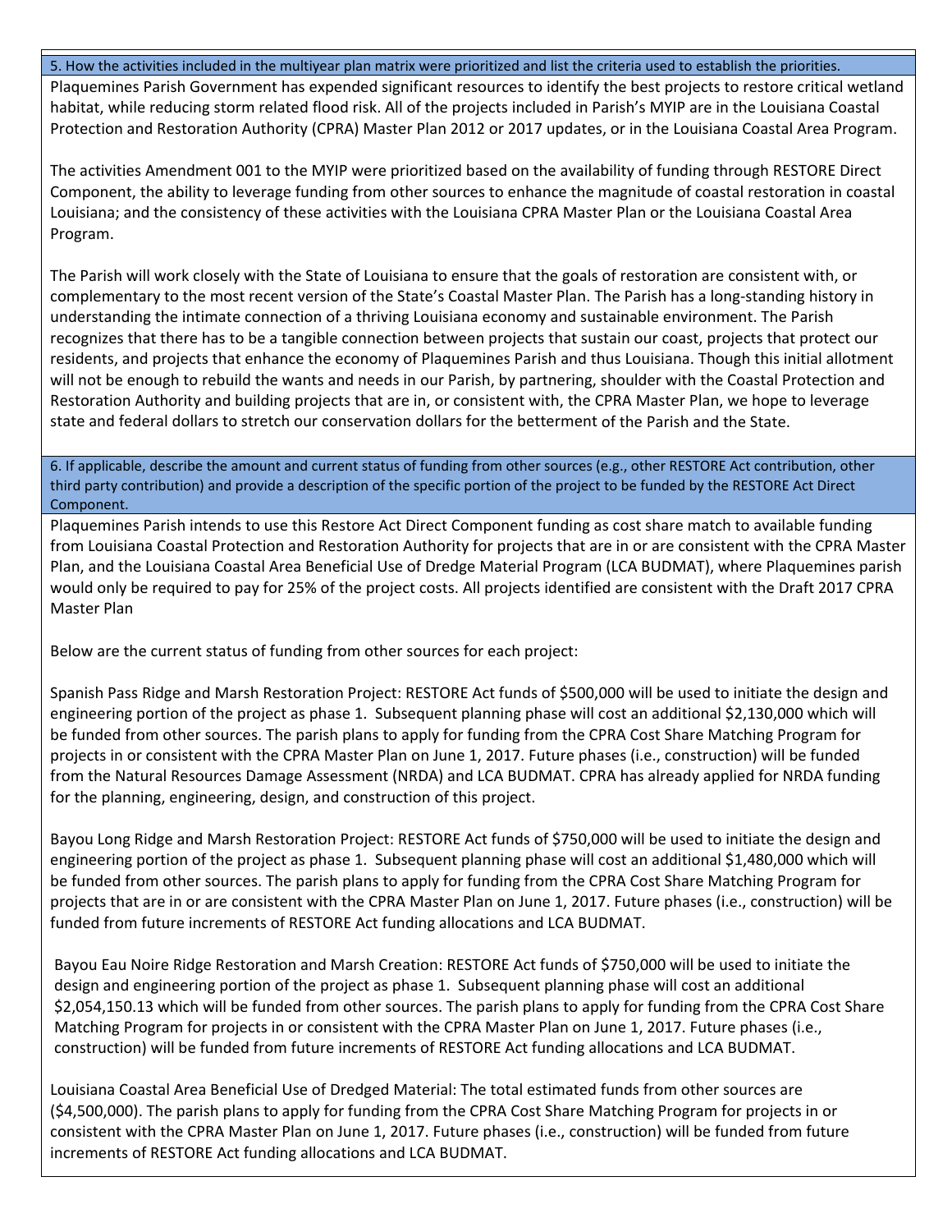### 5. How the activities included in the multiyear plan matrix were prioritized and list the criteria used to establish the priorities.

Plaquemines Parish Government has expended significant resources to identify the best projects to restore critical wetland habitat, while reducing storm related flood risk. All of the projects included in Parish's MYIP are in the Louisiana Coastal Protection and Restoration Authority (CPRA) Master Plan 2012 or 2017 updates, or in the Louisiana Coastal Area Program.

The activities Amendment 001 to the MYIP were prioritized based on the availability of funding through RESTORE Direct Component, the ability to leverage funding from other sources to enhance the magnitude of coastal restoration in coastal Louisiana; and the consistency of these activities with the Louisiana CPRA Master Plan or the Louisiana Coastal Area Program.

The Parish will work closely with the State of Louisiana to ensure that the goals of restoration are consistent with, or complementary to the most recent version of the State's Coastal Master Plan. The Parish has a long-standing history in understanding the intimate connection of a thriving Louisiana economy and sustainable environment. The Parish recognizes that there has to be a tangible connection between projects that sustain our coast, projects that protect our residents, and projects that enhance the economy of Plaquemines Parish and thus Louisiana. Though this initial allotment will not be enough to rebuild the wants and needs in our Parish, by partnering, shoulder with the Coastal Protection and Restoration Authority and building projects that are in, or consistent with, the CPRA Master Plan, we hope to leverage state and federal dollars to stretch our conservation dollars for the betterment of the Parish and the State.

### 6. If applicable, describe the amount and current status of funding from other sources (e.g., other RESTORE Act contribution, other third party contribution) and provide a description of the specific portion of the project to be funded by the RESTORE Act Direct Component.

Plaquemines Parish intends to use this Restore Act Direct Component funding as cost share match to available funding from Louisiana Coastal Protection and Restoration Authority for projects that are in or are consistent with the CPRA Master Plan, and the Louisiana Coastal Area Beneficial Use of Dredge Material Program (LCA BUDMAT), where Plaquemines parish would only be required to pay for 25% of the project costs. All projects identified are consistent with the Draft 2017 CPRA Master Plan

Below are the current status of funding from other sources for each project:

Spanish Pass Ridge and Marsh Restoration Project: RESTORE Act funds of $500,000 will be used to initiate the design and engineering portion of the project as phase 1. Subsequent planning phase will cost an additional $2,130,000 which will be funded from other sources. The parish plans to apply for funding from the CPRA Cost Share Matching Program for projects in or consistent with the CPRA Master Plan on June 1, 2017. Future phases (i.e., construction) will be funded from the Natural Resources Damage Assessment (NRDA) and LCA BUDMAT. CPRA has already applied for NRDA funding for the planning, engineering, design, and construction of this project.

Bayou Long Ridge and Marsh Restoration Project: RESTORE Act funds of $750,000 will be used to initiate the design and engineering portion of the project as phase 1. Subsequent planning phase will cost an additional $1,480,000 which will be funded from other sources. The parish plans to apply for funding from the CPRA Cost Share Matching Program for projects that are in or are consistent with the CPRA Master Plan on June 1, 2017. Future phases (i.e., construction) will be funded from future increments of RESTORE Act funding allocations and LCA BUDMAT.

Bayou Eau Noire Ridge Restoration and Marsh Creation: RESTORE Act funds of $750,000 will be used to initiate the design and engineering portion of the project as phase 1. Subsequent planning phase will cost an additional $2,054,150.13 which will be funded from other sources. The parish plans to apply for funding from the CPRA Cost Share Matching Program for projects in or consistent with the CPRA Master Plan on June 1, 2017. Future phases (i.e., construction) will be funded from future increments of RESTORE Act funding allocations and LCA BUDMAT.

Louisiana Coastal Area Beneficial Use of Dredged Material: The total estimated funds from other sources are ($4,500,000). The parish plans to apply for funding from the CPRA Cost Share Matching Program for projects in or consistent with the CPRA Master Plan on June 1, 2017. Future phases (i.e., construction) will be funded from future increments of RESTORE Act funding allocations and LCA BUDMAT.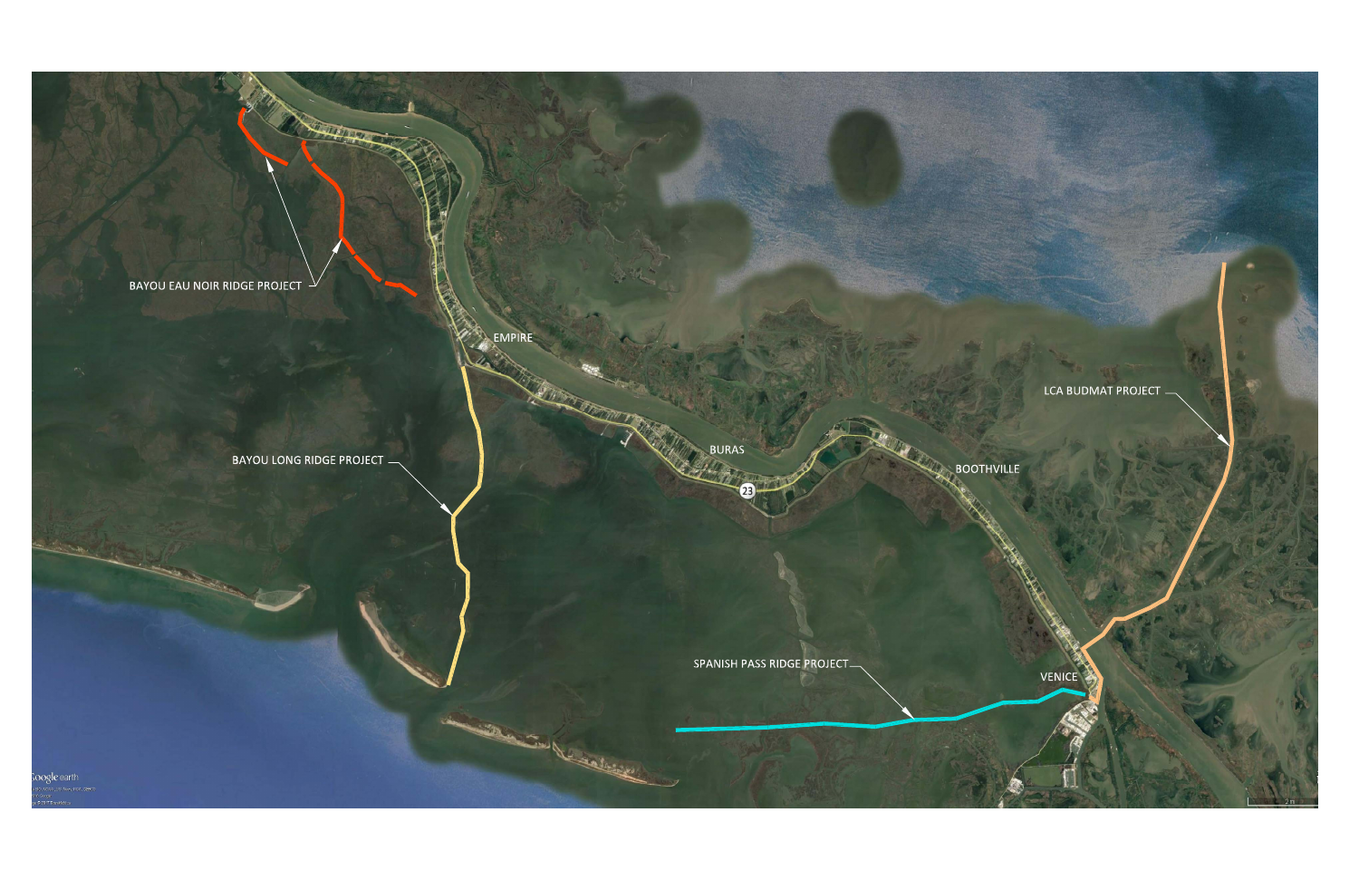BAYOU EAU NOIR RIDGE PROJECT

EMPIRE

BAYOU LONG RIDGE PROJECT

BURAS

23

BOOTHVILLE

LCA BUDMAT PROJECT

SPANISH PASS RIDGE PROJECT

VENICE

Google earth